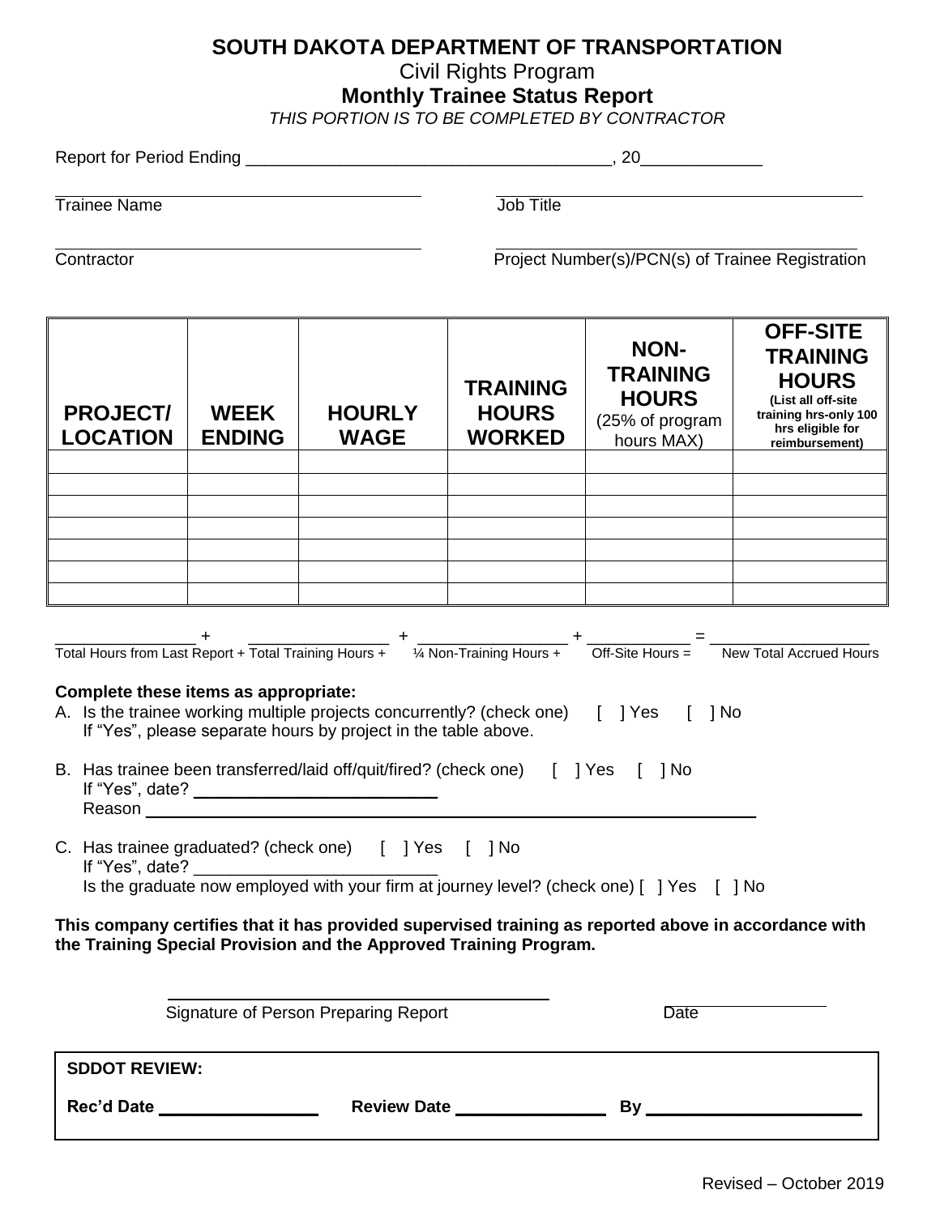# SOUTH DAKOTA DEPARTMENT OF TRANSPORTATION

Civil Rights Program

## Monthly Trainee Status Report

*THIS PORTION IS TO BE COMPLETED BY CONTRACTOR*

Report for Period Ending ________________________________________, 20_____________

________________________________________ ________________________________________

Trainee Name Job Title

________________________________________ ________________________________________

Contractor Project Number(s)/PCN(s) of Trainee Registration

| PROJECT/ LOCATION | WEEK ENDING | HOURLY WAGE | TRAINING HOURS WORKED | NON-TRAINING HOURS (25% of program hours MAX) | OFF-SITE TRAINING HOURS (List all off-site training hrs-only 100 hrs eligible for reimbursement) |
|---|---|---|---|---|---|
| | | | | | |
| | | | | | |
| | | | | | |
| | | | | | |
| | | | | | |
| | | | | | |
| | | | | | |

_______________ + _______________ + ________________ + ___________ = _________________

Total Hours from Last Report + Total Training Hours + ¼ Non-Training Hours + Off-Site Hours = New Total Accrued Hours

**Complete these items as appropriate:**

A. Is the trainee working multiple projects concurrently? (check one) [ ] Yes [ ] No
   If "Yes", please separate hours by project in the table above.

B. Has trainee been transferred/laid off/quit/fired? (check one) [ ] Yes [ ] No
   If "Yes", date? __________________________
   Reason ________________________________________________________________

C. Has trainee graduated? (check one) [ ] Yes [ ] No
   If "Yes", date? __________________________
   Is the graduate now employed with your firm at journey level? (check one) [ ] Yes [ ] No

**This company certifies that it has provided supervised training as reported above in accordance with the Training Special Provision and the Approved Training Program.**

________________________________________ _______________

Signature of Person Preparing Report Date

**SDDOT REVIEW:**

**Rec'd Date** _________________ **Review Date** ________________ **By** _______________________

Revised – October 2019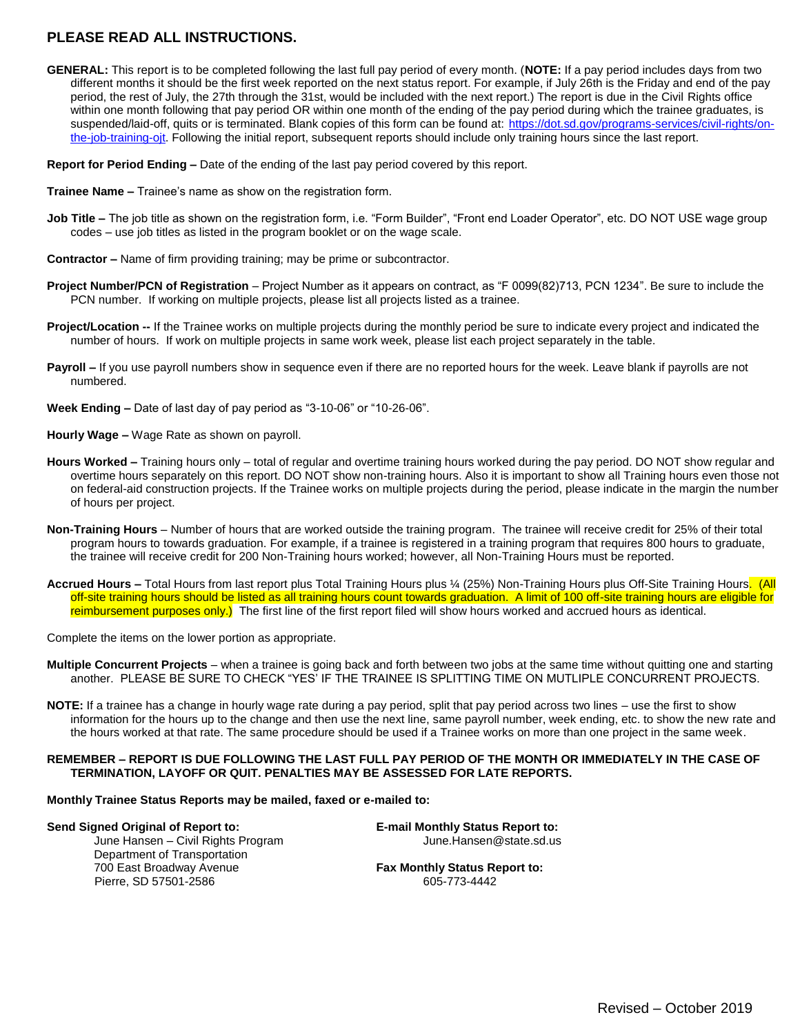## PLEASE READ ALL INSTRUCTIONS.

**GENERAL:** This report is to be completed following the last full pay period of every month. (**NOTE:** If a pay period includes days from two different months it should be the first week reported on the next status report. For example, if July 26th is the Friday and end of the pay period, the rest of July, the 27th through the 31st, would be included with the next report.) The report is due in the Civil Rights office within one month following that pay period OR within one month of the ending of the pay period during which the trainee graduates, is suspended/laid-off, quits or is terminated. Blank copies of this form can be found at: https://dot.sd.gov/programs-services/civil-rights/on-the-job-training-ojt. Following the initial report, subsequent reports should include only training hours since the last report.

**Report for Period Ending –** Date of the ending of the last pay period covered by this report.

**Trainee Name –** Trainee's name as show on the registration form.

**Job Title –** The job title as shown on the registration form, i.e. "Form Builder", "Front end Loader Operator", etc. DO NOT USE wage group codes – use job titles as listed in the program booklet or on the wage scale.

**Contractor –** Name of firm providing training; may be prime or subcontractor.

**Project Number/PCN of Registration** – Project Number as it appears on contract, as "F 0099(82)713, PCN 1234". Be sure to include the PCN number. If working on multiple projects, please list all projects listed as a trainee.

**Project/Location --** If the Trainee works on multiple projects during the monthly period be sure to indicate every project and indicated the number of hours. If work on multiple projects in same work week, please list each project separately in the table.

**Payroll –** If you use payroll numbers show in sequence even if there are no reported hours for the week. Leave blank if payrolls are not numbered.

**Week Ending –** Date of last day of pay period as "3-10-06" or "10-26-06".

**Hourly Wage –** Wage Rate as shown on payroll.

**Hours Worked –** Training hours only – total of regular and overtime training hours worked during the pay period. DO NOT show regular and overtime hours separately on this report. DO NOT show non-training hours. Also it is important to show all Training hours even those not on federal-aid construction projects. If the Trainee works on multiple projects during the period, please indicate in the margin the number of hours per project.

**Non-Training Hours** – Number of hours that are worked outside the training program. The trainee will receive credit for 25% of their total program hours to towards graduation. For example, if a trainee is registered in a training program that requires 800 hours to graduate, the trainee will receive credit for 200 Non-Training hours worked; however, all Non-Training Hours must be reported.

**Accrued Hours –** Total Hours from last report plus Total Training Hours plus ¼ (25%) Non-Training Hours plus Off-Site Training Hours. (All off-site training hours should be listed as all training hours count towards graduation. A limit of 100 off-site training hours are eligible for reimbursement purposes only.) The first line of the first report filed will show hours worked and accrued hours as identical.

Complete the items on the lower portion as appropriate.

**Multiple Concurrent Projects** – when a trainee is going back and forth between two jobs at the same time without quitting one and starting another. PLEASE BE SURE TO CHECK "YES' IF THE TRAINEE IS SPLITTING TIME ON MUTLIPLE CONCURRENT PROJECTS.

**NOTE:** If a trainee has a change in hourly wage rate during a pay period, split that pay period across two lines – use the first to show information for the hours up to the change and then use the next line, same payroll number, week ending, etc. to show the new rate and the hours worked at that rate. The same procedure should be used if a Trainee works on more than one project in the same week.

**REMEMBER – REPORT IS DUE FOLLOWING THE LAST FULL PAY PERIOD OF THE MONTH OR IMMEDIATELY IN THE CASE OF TERMINATION, LAYOFF OR QUIT. PENALTIES MAY BE ASSESSED FOR LATE REPORTS.**

**Monthly Trainee Status Reports may be mailed, faxed or e-mailed to:**

**Send Signed Original of Report to:**
June Hansen – Civil Rights Program
Department of Transportation
700 East Broadway Avenue
Pierre, SD 57501-2586

**E-mail Monthly Status Report to:**
June.Hansen@state.sd.us

**Fax Monthly Status Report to:**
605-773-4442

Revised – October 2019